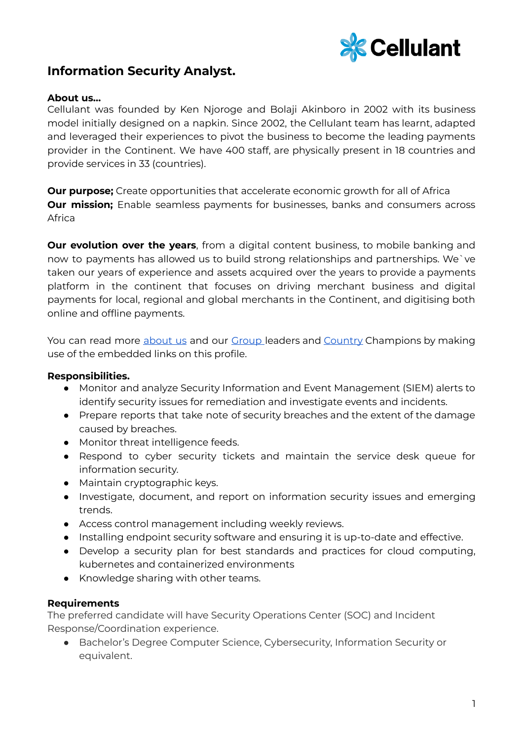# Information Security Analyst.

**About us...**

Cellulant was founded by Ken Njoroge and Bolaji Akinboro in 2002 with its business model initially designed on a napkin. Since 2002, the Cellulant team has learnt, adapted and leveraged their experiences to pivot the business to become the leading payments provider in the Continent. We have 400 staff, are physically present in 18 countries and provide services in 33 (countries).

**Our purpose;** Create opportunities that accelerate economic growth for all of Africa
**Our mission;** Enable seamless payments for businesses, banks and consumers across Africa

**Our evolution over the years**, from a digital content business, to mobile banking and now to payments has allowed us to build strong relationships and partnerships. We`ve taken our years of experience and assets acquired over the years to provide a payments platform in the continent that focuses on driving merchant business and digital payments for local, regional and global merchants in the Continent, and digitising both online and offline payments.

You can read more about us and our Group leaders and Country Champions by making use of the embedded links on this profile.

**Responsibilities.**

- Monitor and analyze Security Information and Event Management (SIEM) alerts to identify security issues for remediation and investigate events and incidents.
- Prepare reports that take note of security breaches and the extent of the damage caused by breaches.
- Monitor threat intelligence feeds.
- Respond to cyber security tickets and maintain the service desk queue for information security.
- Maintain cryptographic keys.
- Investigate, document, and report on information security issues and emerging trends.
- Access control management including weekly reviews.
- Installing endpoint security software and ensuring it is up-to-date and effective.
- Develop a security plan for best standards and practices for cloud computing, kubernetes and containerized environments
- Knowledge sharing with other teams.

**Requirements**

The preferred candidate will have Security Operations Center (SOC) and Incident Response/Coordination experience.

- Bachelor's Degree Computer Science, Cybersecurity, Information Security or equivalent.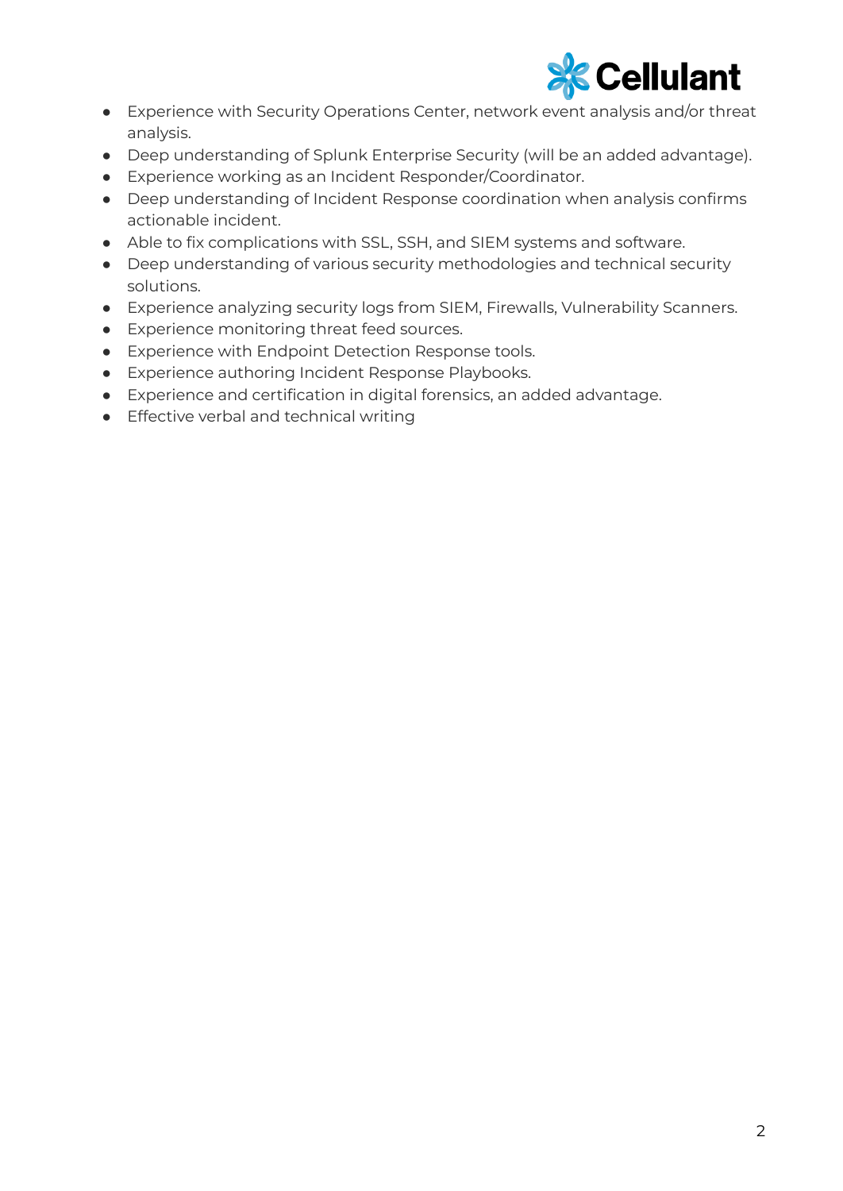- Experience with Security Operations Center, network event analysis and/or threat analysis.
- Deep understanding of Splunk Enterprise Security (will be an added advantage).
- Experience working as an Incident Responder/Coordinator.
- Deep understanding of Incident Response coordination when analysis confirms actionable incident.
- Able to fix complications with SSL, SSH, and SIEM systems and software.
- Deep understanding of various security methodologies and technical security solutions.
- Experience analyzing security logs from SIEM, Firewalls, Vulnerability Scanners.
- Experience monitoring threat feed sources.
- Experience with Endpoint Detection Response tools.
- Experience authoring Incident Response Playbooks.
- Experience and certification in digital forensics, an added advantage.
- Effective verbal and technical writing